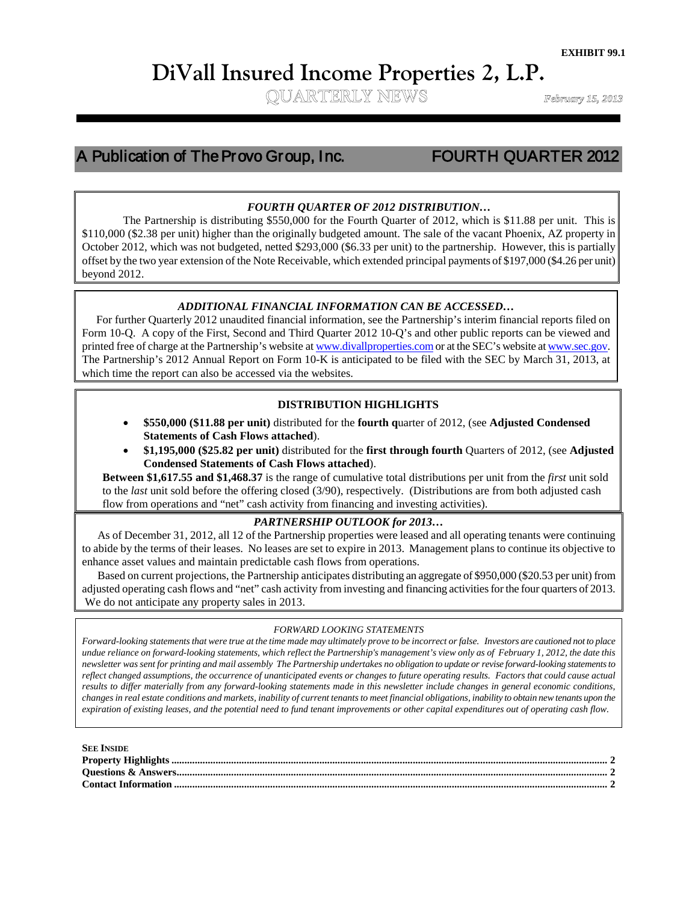**EXHIBIT 99.1**

# DiVall Insured Income Properties 2, L.P.

QUARTERLY NEWS

*February 15, 2013*

## A Publication of The Provo Group, Inc. FOURTH QUARTER 2012

### *FOURTH QUARTER OF 2012 DISTRIBUTION…*

The Partnership is distributing $550,000 for the Fourth Quarter of 2012, which is $11.88 per unit. This is $110,000 ($2.38 per unit) higher than the originally budgeted amount. The sale of the vacant Phoenix, AZ property in October 2012, which was not budgeted, netted $293,000 ($6.33 per unit) to the partnership. However, this is partially offset by the two year extension of the Note Receivable, which extended principal payments of $197,000 ($4.26 per unit) beyond 2012.

### *ADDITIONAL FINANCIAL INFORMATION CAN BE ACCESSED…*

For further Quarterly 2012 unaudited financial information, see the Partnership's interim financial reports filed on Form 10-Q. A copy of the First, Second and Third Quarter 2012 10-Q's and other public reports can be viewed and printed free of charge at the Partnership's website at www.divallproperties.com or at the SEC's website at www.sec.gov. The Partnership's 2012 Annual Report on Form 10-K is anticipated to be filed with the SEC by March 31, 2013, at which time the report can also be accessed via the websites.

### DISTRIBUTION HIGHLIGHTS

- **$550,000 ($11.88 per unit)** distributed for the **fourth q**uarter of 2012, (see **Adjusted Condensed Statements of Cash Flows attached**).
- **$1,195,000 ($25.82 per unit)** distributed for the **first through fourth** Quarters of 2012, (see **Adjusted Condensed Statements of Cash Flows attached**).

**Between $1,617.55 and $1,468.37** is the range of cumulative total distributions per unit from the *first* unit sold to the *last* unit sold before the offering closed (3/90), respectively. (Distributions are from both adjusted cash flow from operations and "net" cash activity from financing and investing activities).

### *PARTNERSHIP OUTLOOK for 2013…*

As of December 31, 2012, all 12 of the Partnership properties were leased and all operating tenants were continuing to abide by the terms of their leases. No leases are set to expire in 2013. Management plans to continue its objective to enhance asset values and maintain predictable cash flows from operations.

Based on current projections, the Partnership anticipates distributing an aggregate of $950,000 ($20.53 per unit) from adjusted operating cash flows and "net" cash activity from investing and financing activities for the four quarters of 2013. We do not anticipate any property sales in 2013.

*FORWARD LOOKING STATEMENTS*

*Forward-looking statements that were true at the time made may ultimately prove to be incorrect or false. Investors are cautioned not to place undue reliance on forward-looking statements, which reflect the Partnership's management's view only as of February 1, 2012, the date this newsletter was sent for printing and mail assembly The Partnership undertakes no obligation to update or revise forward-looking statements to reflect changed assumptions, the occurrence of unanticipated events or changes to future operating results. Factors that could cause actual results to differ materially from any forward-looking statements made in this newsletter include changes in general economic conditions, changes in real estate conditions and markets, inability of current tenants to meet financial obligations, inability to obtain new tenants upon the expiration of existing leases, and the potential need to fund tenant improvements or other capital expenditures out of operating cash flow.*

**SEE INSIDE**

**Property Highlights** .......... **2**
**Questions & Answers** .......... **2**
**Contact Information** .......... **2**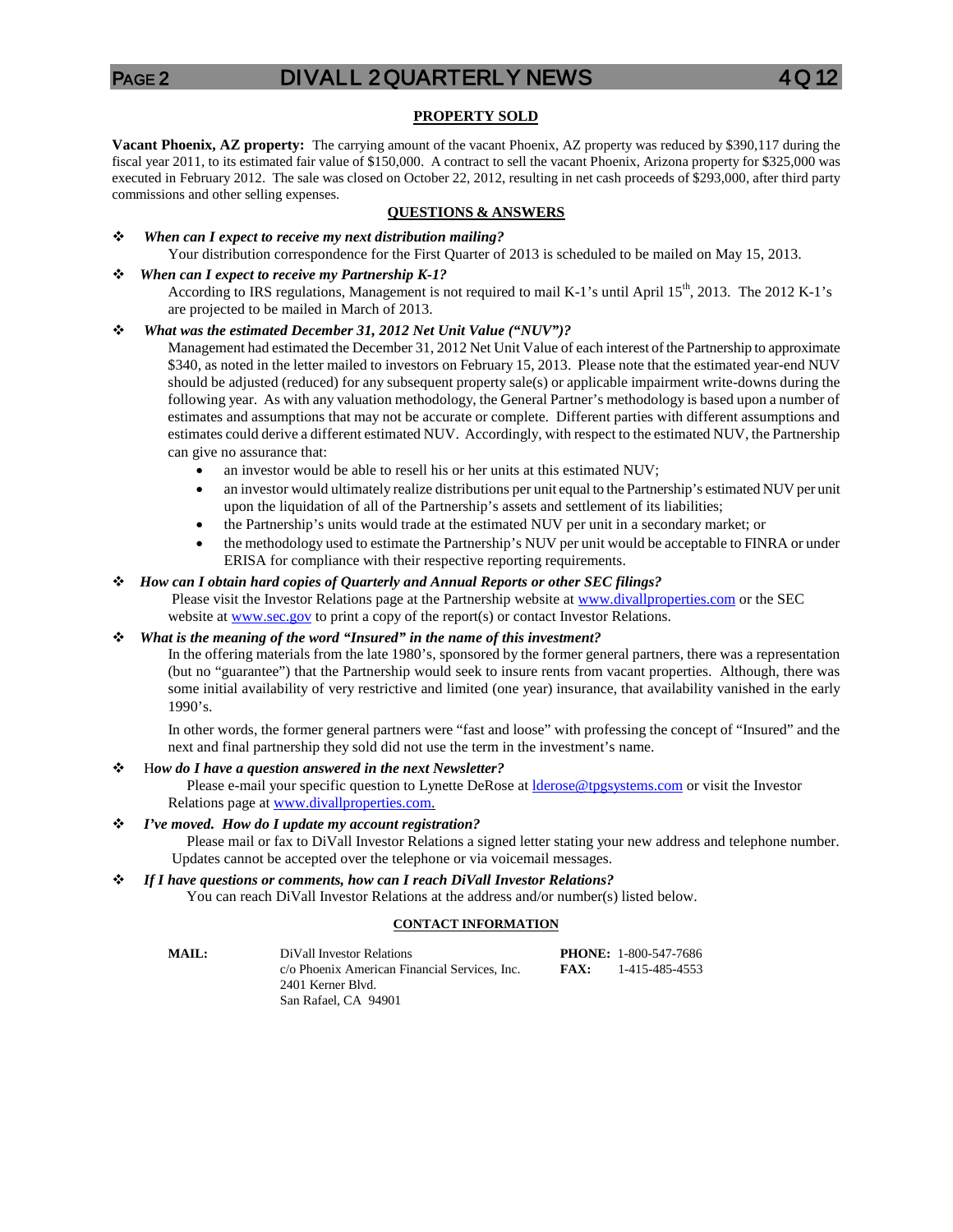## PROPERTY SOLD

**Vacant Phoenix, AZ property:** The carrying amount of the vacant Phoenix, AZ property was reduced by $390,117 during the fiscal year 2011, to its estimated fair value of $150,000. A contract to sell the vacant Phoenix, Arizona property for $325,000 was executed in February 2012. The sale was closed on October 22, 2012, resulting in net cash proceeds of $293,000, after third party commissions and other selling expenses.

## QUESTIONS & ANSWERS

- ***When can I expect to receive my next distribution mailing?***

  Your distribution correspondence for the First Quarter of 2013 is scheduled to be mailed on May 15, 2013.

- ***When can I expect to receive my Partnership K-1?***

  According to IRS regulations, Management is not required to mail K-1's until April 15th, 2013. The 2012 K-1's are projected to be mailed in March of 2013.

- ***What was the estimated December 31, 2012 Net Unit Value ("NUV")?***

  Management had estimated the December 31, 2012 Net Unit Value of each interest of the Partnership to approximate $340, as noted in the letter mailed to investors on February 15, 2013. Please note that the estimated year-end NUV should be adjusted (reduced) for any subsequent property sale(s) or applicable impairment write-downs during the following year. As with any valuation methodology, the General Partner's methodology is based upon a number of estimates and assumptions that may not be accurate or complete. Different parties with different assumptions and estimates could derive a different estimated NUV. Accordingly, with respect to the estimated NUV, the Partnership can give no assurance that:

  - an investor would be able to resell his or her units at this estimated NUV;
  - an investor would ultimately realize distributions per unit equal to the Partnership's estimated NUV per unit upon the liquidation of all of the Partnership's assets and settlement of its liabilities;
  - the Partnership's units would trade at the estimated NUV per unit in a secondary market; or
  - the methodology used to estimate the Partnership's NUV per unit would be acceptable to FINRA or under ERISA for compliance with their respective reporting requirements.

- ***How can I obtain hard copies of Quarterly and Annual Reports or other SEC filings?***

  Please visit the Investor Relations page at the Partnership website at www.divallproperties.com or the SEC website at www.sec.gov to print a copy of the report(s) or contact Investor Relations.

- ***What is the meaning of the word "Insured" in the name of this investment?***

  In the offering materials from the late 1980's, sponsored by the former general partners, there was a representation (but no "guarantee") that the Partnership would seek to insure rents from vacant properties. Although, there was some initial availability of very restrictive and limited (one year) insurance, that availability vanished in the early 1990's.

  In other words, the former general partners were "fast and loose" with professing the concept of "Insured" and the next and final partnership they sold did not use the term in the investment's name.

- H***ow do I have a question answered in the next Newsletter?***

  Please e-mail your specific question to Lynette DeRose at lderose@tpgsystems.com or visit the Investor Relations page at www.divallproperties.com.

- ***I've moved. How do I update my account registration?***

  Please mail or fax to DiVall Investor Relations a signed letter stating your new address and telephone number. Updates cannot be accepted over the telephone or via voicemail messages.

- ***If I have questions or comments, how can I reach DiVall Investor Relations?***

  You can reach DiVall Investor Relations at the address and/or number(s) listed below.

## CONTACT INFORMATION

**MAIL:**
DiVall Investor Relations
c/o Phoenix American Financial Services, Inc.
2401 Kerner Blvd.
San Rafael, CA 94901

**PHONE:** 1-800-547-7686
**FAX:** 1-415-485-4553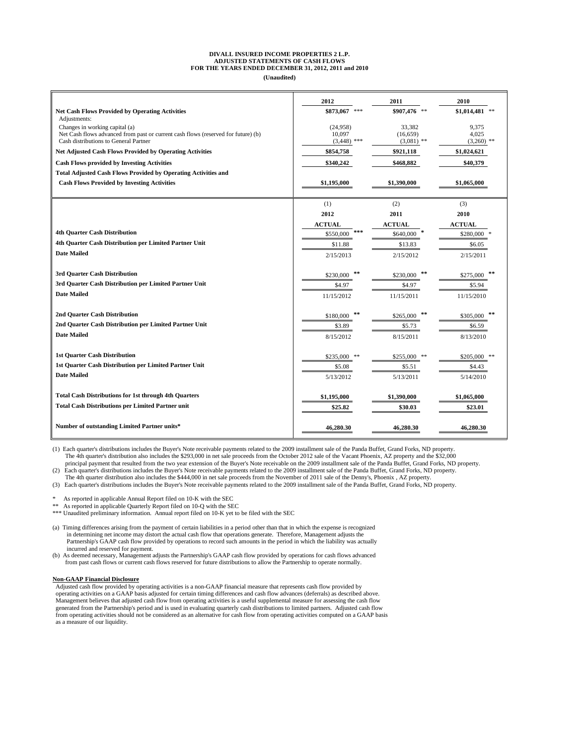**DIVALL INSURED INCOME PROPERTIES 2 L.P.**
**ADJUSTED STATEMENTS OF CASH FLOWS**
**FOR THE YEARS ENDED DECEMBER 31, 2012, 2011 and 2010**

**(Unaudited)**

| | 2012 | 2011 | 2010 |
|---|---|---|---|
| **Net Cash Flows Provided by Operating Activities** | **$873,067** *** | **$907,476** ** | **$1,014,481** ** |
| Adjustments: | | | |
| Changes in working capital (a) | (24,958) | 33,382 | 9,375 |
| Net Cash flows advanced from past or current cash flows (reserved for future) (b) | 10,097 | (16,659) | 4,025 |
| Cash distributions to General Partner | (3,448) *** | (3,081) ** | (3,260) ** |
| **Net Adjusted Cash Flows Provided by Operating Activities** | **$854,758** | **$921,118** | **$1,024,621** |
| **Cash Flows provided by Investing Activities** | **$340,242** | **$468,882** | **$40,379** |
| **Total Adjusted Cash Flows Provided by Operating Activities and Cash Flows Provided by Investing Activities** | **$1,195,000** | **$1,390,000** | **$1,065,000** |

| | (1) | (2) | (3) |
|---|---|---|---|
| | **2012** | **2011** | **2010** |
| | **ACTUAL** | **ACTUAL** | **ACTUAL** |
| **4th Quarter Cash Distribution** | $550,000 *** | $640,000 * | $280,000 * |
| **4th Quarter Cash Distribution per Limited Partner Unit** | $11.88 | $13.83 | $6.05 |
| **Date Mailed** | 2/15/2013 | 2/15/2012 | 2/15/2011 |
| **3rd Quarter Cash Distribution** | $230,000 ** | $230,000 ** | $275,000 ** |
| **3rd Quarter Cash Distribution per Limited Partner Unit** | $4.97 | $4.97 | $5.94 |
| **Date Mailed** | 11/15/2012 | 11/15/2011 | 11/15/2010 |
| **2nd Quarter Cash Distribution** | $180,000 ** | $265,000 ** | $305,000 ** |
| **2nd Quarter Cash Distribution per Limited Partner Unit** | $3.89 | $5.73 | $6.59 |
| **Date Mailed** | 8/15/2012 | 8/15/2011 | 8/13/2010 |
| **1st Quarter Cash Distribution** | $235,000 ** | $255,000 ** | $205,000 ** |
| **1st Quarter Cash Distribution per Limited Partner Unit** | $5.08 | $5.51 | $4.43 |
| **Date Mailed** | 5/13/2012 | 5/13/2011 | 5/14/2010 |
| **Total Cash Distributions for 1st through 4th Quarters** | **$1,195,000** | **$1,390,000** | **$1,065,000** |
| **Total Cash Distributions per Limited Partner unit** | **$25.82** | **$30.03** | **$23.01** |
| **Number of outstanding Limited Partner units*** | **46,280.30** | **46,280.30** | **46,280.30** |

(1) Each quarter's distributions includes the Buyer's Note receivable payments related to the 2009 installment sale of the Panda Buffet, Grand Forks, ND property. The 4th quarter's distribution also includes the $293,000 in net sale proceeds from the October 2012 sale of the Vacant Phoenix, AZ property and the $32,000 principal payment that resulted from the two year extension of the Buyer's Note receivable on the 2009 installment sale of the Panda Buffet, Grand Forks, ND property.
(2) Each quarter's distributions includes the Buyer's Note receivable payments related to the 2009 installment sale of the Panda Buffet, Grand Forks, ND property. The 4th quarter distribution also includes the $444,000 in net sale proceeds from the November of 2011 sale of the Denny's, Phoenix , AZ property.
(3) Each quarter's distributions includes the Buyer's Note receivable payments related to the 2009 installment sale of the Panda Buffet, Grand Forks, ND property.

\* As reported in applicable Annual Report filed on 10-K with the SEC
** As reported in applicable Quarterly Report filed on 10-Q with the SEC
*** Unaudited preliminary information. Annual report filed on 10-K yet to be filed with the SEC

(a) Timing differences arising from the payment of certain liabilities in a period other than that in which the expense is recognized in determining net income may distort the actual cash flow that operations generate. Therefore, Management adjusts the Partnership's GAAP cash flow provided by operations to record such amounts in the period in which the liability was actually incurred and reserved for payment.
(b) As deemed necessary, Management adjusts the Partnership's GAAP cash flow provided by operations for cash flows advanced from past cash flows or current cash flows reserved for future distributions to allow the Partnership to operate normally.

**Non-GAAP Financial Disclosure**

Adjusted cash flow provided by operating activities is a non-GAAP financial measure that represents cash flow provided by operating activities on a GAAP basis adjusted for certain timing differences and cash flow advances (deferrals) as described above. Management believes that adjusted cash flow from operating activities is a useful supplemental measure for assessing the cash flow generated from the Partnership's period and is used in evaluating quarterly cash distributions to limited partners. Adjusted cash flow from operating activities should not be considered as an alternative for cash flow from operating activities computed on a GAAP basis as a measure of our liquidity.